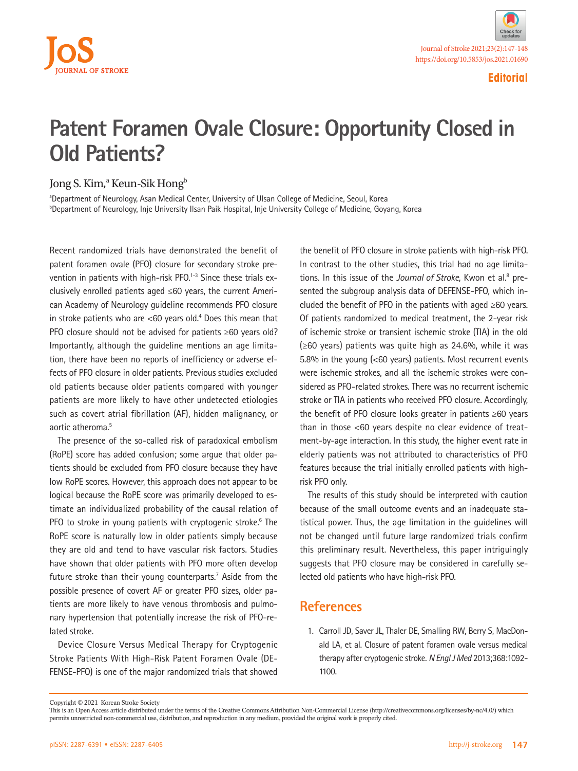Editorial

# Patent Foramen Ovale Closure: Opportunity Closed in Old Patients?

Jong S. Kim,[a] Keun-Sik Hong[b]

[a]Department of Neurology, Asan Medical Center, University of Ulsan College of Medicine, Seoul, Korea
[b]Department of Neurology, Inje University Ilsan Paik Hospital, Inje University College of Medicine, Goyang, Korea

Recent randomized trials have demonstrated the benefit of patent foramen ovale (PFO) closure for secondary stroke prevention in patients with high-risk PFO.[1-3] Since these trials exclusively enrolled patients aged ≤60 years, the current American Academy of Neurology guideline recommends PFO closure in stroke patients who are <60 years old.[4] Does this mean that PFO closure should not be advised for patients ≥60 years old? Importantly, although the guideline mentions an age limitation, there have been no reports of inefficiency or adverse effects of PFO closure in older patients. Previous studies excluded old patients because older patients compared with younger patients are more likely to have other undetected etiologies such as covert atrial fibrillation (AF), hidden malignancy, or aortic atheroma.[5]

The presence of the so-called risk of paradoxical embolism (RoPE) score has added confusion; some argue that older patients should be excluded from PFO closure because they have low RoPE scores. However, this approach does not appear to be logical because the RoPE score was primarily developed to estimate an individualized probability of the causal relation of PFO to stroke in young patients with cryptogenic stroke.[6] The RoPE score is naturally low in older patients simply because they are old and tend to have vascular risk factors. Studies have shown that older patients with PFO more often develop future stroke than their young counterparts.[7] Aside from the possible presence of covert AF or greater PFO sizes, older patients are more likely to have venous thrombosis and pulmonary hypertension that potentially increase the risk of PFO-related stroke.

Device Closure Versus Medical Therapy for Cryptogenic Stroke Patients With High-Risk Patent Foramen Ovale (DEFENSE-PFO) is one of the major randomized trials that showed the benefit of PFO closure in stroke patients with high-risk PFO. In contrast to the other studies, this trial had no age limitations. In this issue of the *Journal of Stroke*, Kwon et al.[8] presented the subgroup analysis data of DEFENSE-PFO, which included the benefit of PFO in the patients with aged ≥60 years. Of patients randomized to medical treatment, the 2-year risk of ischemic stroke or transient ischemic stroke (TIA) in the old (≥60 years) patients was quite high as 24.6%, while it was 5.8% in the young (<60 years) patients. Most recurrent events were ischemic strokes, and all the ischemic strokes were considered as PFO-related strokes. There was no recurrent ischemic stroke or TIA in patients who received PFO closure. Accordingly, the benefit of PFO closure looks greater in patients ≥60 years than in those <60 years despite no clear evidence of treatment-by-age interaction. In this study, the higher event rate in elderly patients was not attributed to characteristics of PFO features because the trial initially enrolled patients with high-risk PFO only.

The results of this study should be interpreted with caution because of the small outcome events and an inadequate statistical power. Thus, the age limitation in the guidelines will not be changed until future large randomized trials confirm this preliminary result. Nevertheless, this paper intriguingly suggests that PFO closure may be considered in carefully selected old patients who have high-risk PFO.

## References

1. Carroll JD, Saver JL, Thaler DE, Smalling RW, Berry S, MacDonald LA, et al. Closure of patent foramen ovale versus medical therapy after cryptogenic stroke. *N Engl J Med* 2013;368:1092-1100.

Copyright © 2021 Korean Stroke Society
This is an Open Access article distributed under the terms of the Creative Commons Attribution Non-Commercial License (http://creativecommons.org/licenses/by-nc/4.0/) which permits unrestricted non-commercial use, distribution, and reproduction in any medium, provided the original work is properly cited.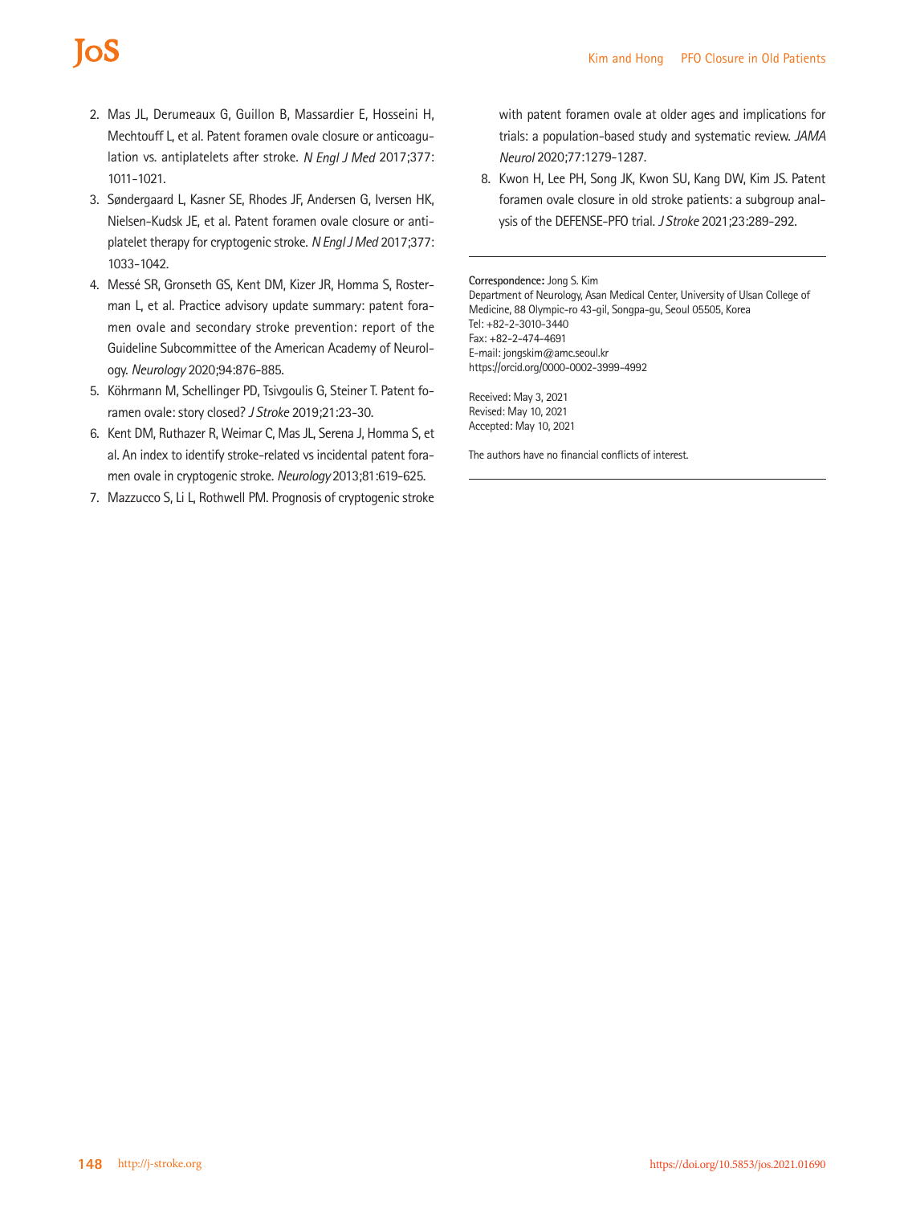2. Mas JL, Derumeaux G, Guillon B, Massardier E, Hosseini H, Mechtouff L, et al. Patent foramen ovale closure or anticoagulation vs. antiplatelets after stroke. *N Engl J Med* 2017;377:1011-1021.
3. Søndergaard L, Kasner SE, Rhodes JF, Andersen G, Iversen HK, Nielsen-Kudsk JE, et al. Patent foramen ovale closure or antiplatelet therapy for cryptogenic stroke. *N Engl J Med* 2017;377:1033-1042.
4. Messé SR, Gronseth GS, Kent DM, Kizer JR, Homma S, Rosterman L, et al. Practice advisory update summary: patent foramen ovale and secondary stroke prevention: report of the Guideline Subcommittee of the American Academy of Neurology. *Neurology* 2020;94:876-885.
5. Köhrmann M, Schellinger PD, Tsivgoulis G, Steiner T. Patent foramen ovale: story closed? *J Stroke* 2019;21:23-30.
6. Kent DM, Ruthazer R, Weimar C, Mas JL, Serena J, Homma S, et al. An index to identify stroke-related vs incidental patent foramen ovale in cryptogenic stroke. *Neurology* 2013;81:619-625.
7. Mazzucco S, Li L, Rothwell PM. Prognosis of cryptogenic stroke with patent foramen ovale at older ages and implications for trials: a population-based study and systematic review. *JAMA Neurol* 2020;77:1279-1287.
8. Kwon H, Lee PH, Song JK, Kwon SU, Kang DW, Kim JS. Patent foramen ovale closure in old stroke patients: a subgroup analysis of the DEFENSE-PFO trial. *J Stroke* 2021;23:289-292.

**Correspondence:** Jong S. Kim
Department of Neurology, Asan Medical Center, University of Ulsan College of Medicine, 88 Olympic-ro 43-gil, Songpa-gu, Seoul 05505, Korea
Tel: +82-2-3010-3440
Fax: +82-2-474-4691
E-mail: jongskim@amc.seoul.kr
https://orcid.org/0000-0002-3999-4992

Received: May 3, 2021
Revised: May 10, 2021
Accepted: May 10, 2021

The authors have no financial conflicts of interest.